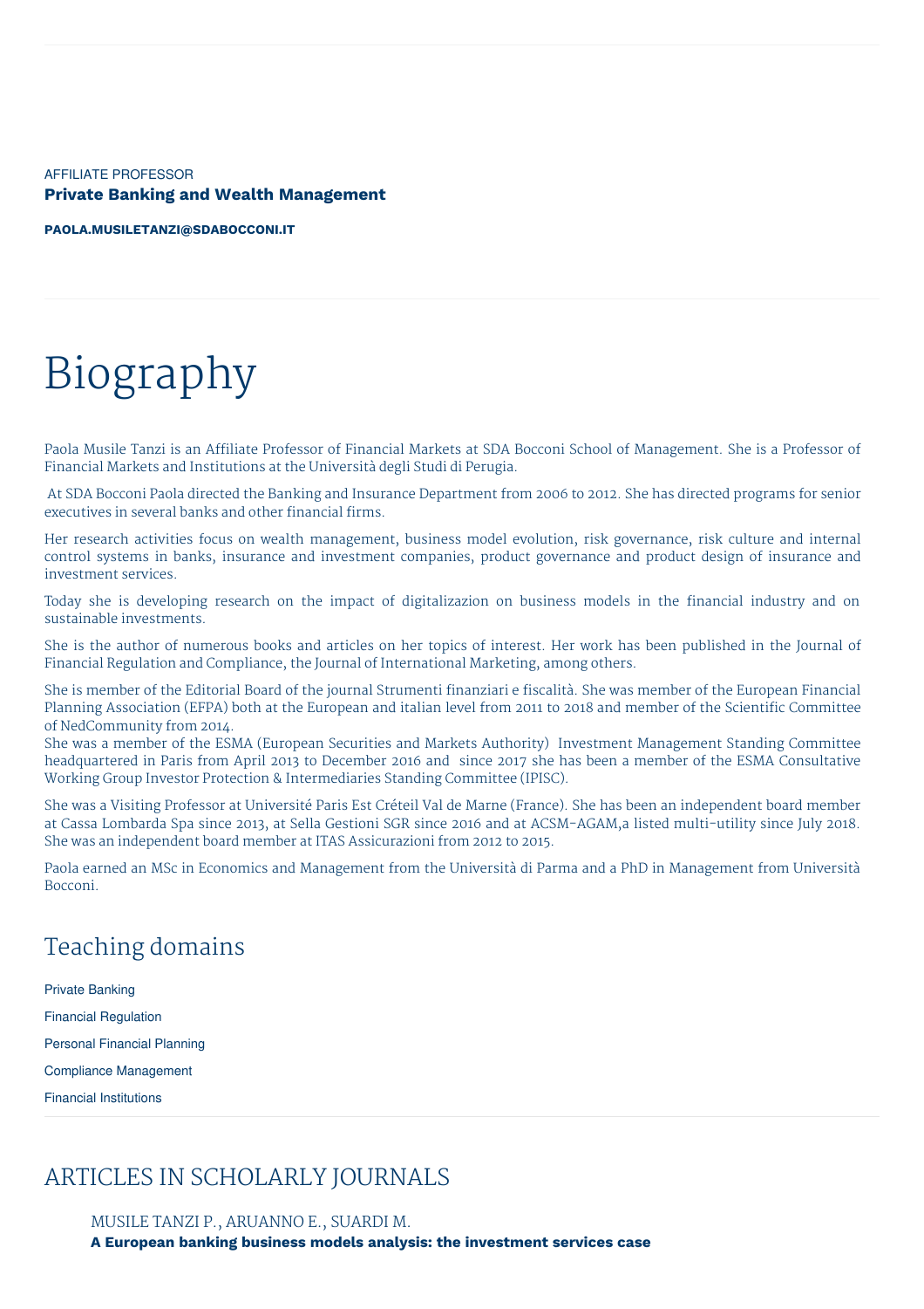AFFILIATE PROFESSOR

**Private Banking and Wealth Management**

**PAOLA.MUSILETANZI@SDABOCCONI.IT**

# Biography

Paola Musile Tanzi is an Affiliate Professor of Financial Markets at SDA Bocconi School of Management. She is a Professor of Financial Markets and Institutions at the Università degli Studi di Perugia.

At SDA Bocconi Paola directed the Banking and Insurance Department from 2006 to 2012. She has directed programs for senior executives in several banks and other financial firms.

Her research activities focus on wealth management, business model evolution, risk governance, risk culture and internal control systems in banks, insurance and investment companies, product governance and product design of insurance and investment services.

Today she is developing research on the impact of digitalizazion on business models in the financial industry and on sustainable investments.

She is the author of numerous books and articles on her topics of interest. Her work has been published in the Journal of Financial Regulation and Compliance, the Journal of International Marketing, among others.

She is member of the Editorial Board of the journal Strumenti finanziari e fiscalità. She was member of the European Financial Planning Association (EFPA) both at the European and italian level from 2011 to 2018 and member of the Scientific Committee of NedCommunity from 2014.
She was a member of the ESMA (European Securities and Markets Authority) Investment Management Standing Committee headquartered in Paris from April 2013 to December 2016 and since 2017 she has been a member of the ESMA Consultative Working Group Investor Protection & Intermediaries Standing Committee (IPISC).

She was a Visiting Professor at Université Paris Est Créteil Val de Marne (France). She has been an independent board member at Cassa Lombarda Spa since 2013, at Sella Gestioni SGR since 2016 and at ACSM-AGAM,a listed multi-utility since July 2018. She was an independent board member at ITAS Assicurazioni from 2012 to 2015.

Paola earned an MSc in Economics and Management from the Università di Parma and a PhD in Management from Università Bocconi.

## Teaching domains

Private Banking

Financial Regulation

Personal Financial Planning

Compliance Management

Financial Institutions

## ARTICLES IN SCHOLARLY JOURNALS

MUSILE TANZI P., ARUANNO E., SUARDI M.

**A European banking business models analysis: the investment services case**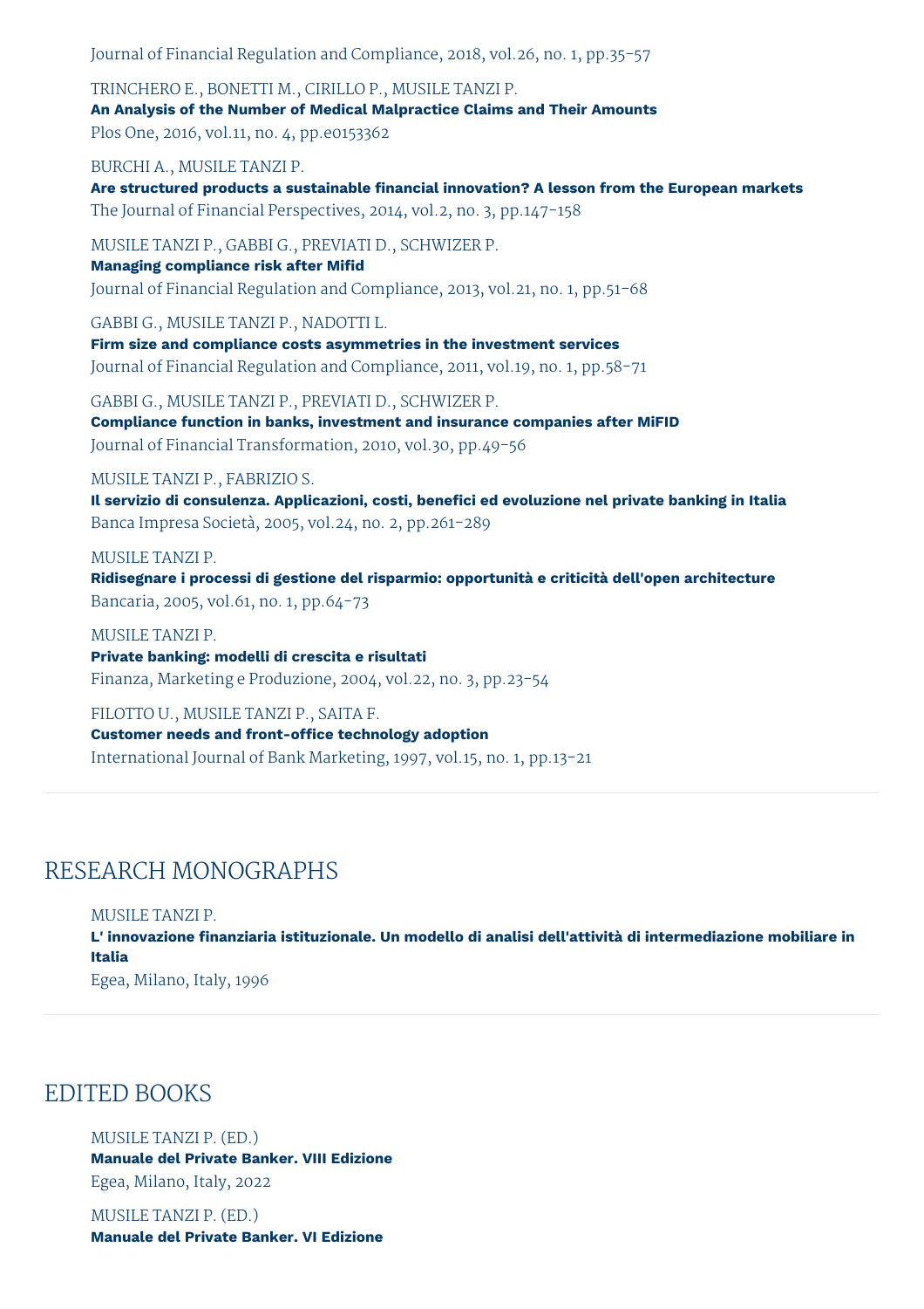Journal of Financial Regulation and Compliance, 2018, vol.26, no. 1, pp.35-57

TRINCHERO E., BONETTI M., CIRILLO P., MUSILE TANZI P.
**An Analysis of the Number of Medical Malpractice Claims and Their Amounts**
Plos One, 2016, vol.11, no. 4, pp.e0153362

BURCHI A., MUSILE TANZI P.
**Are structured products a sustainable financial innovation? A lesson from the European markets**
The Journal of Financial Perspectives, 2014, vol.2, no. 3, pp.147-158

MUSILE TANZI P., GABBI G., PREVIATI D., SCHWIZER P.
**Managing compliance risk after Mifid**
Journal of Financial Regulation and Compliance, 2013, vol.21, no. 1, pp.51-68

GABBI G., MUSILE TANZI P., NADOTTI L.
**Firm size and compliance costs asymmetries in the investment services**
Journal of Financial Regulation and Compliance, 2011, vol.19, no. 1, pp.58-71

GABBI G., MUSILE TANZI P., PREVIATI D., SCHWIZER P.
**Compliance function in banks, investment and insurance companies after MiFID**
Journal of Financial Transformation, 2010, vol.30, pp.49-56

MUSILE TANZI P., FABRIZIO S.
**Il servizio di consulenza. Applicazioni, costi, benefici ed evoluzione nel private banking in Italia**
Banca Impresa Società, 2005, vol.24, no. 2, pp.261-289

MUSILE TANZI P.
**Ridisegnare i processi di gestione del risparmio: opportunità e criticità dell'open architecture**
Bancaria, 2005, vol.61, no. 1, pp.64-73

MUSILE TANZI P.
**Private banking: modelli di crescita e risultati**
Finanza, Marketing e Produzione, 2004, vol.22, no. 3, pp.23-54

FILOTTO U., MUSILE TANZI P., SAITA F.
**Customer needs and front-office technology adoption**
International Journal of Bank Marketing, 1997, vol.15, no. 1, pp.13-21

## RESEARCH MONOGRAPHS

MUSILE TANZI P.
**L' innovazione finanziaria istituzionale. Un modello di analisi dell'attività di intermediazione mobiliare in Italia**
Egea, Milano, Italy, 1996

## EDITED BOOKS

MUSILE TANZI P. (ED.)
**Manuale del Private Banker. VIII Edizione**
Egea, Milano, Italy, 2022

MUSILE TANZI P. (ED.)
**Manuale del Private Banker. VI Edizione**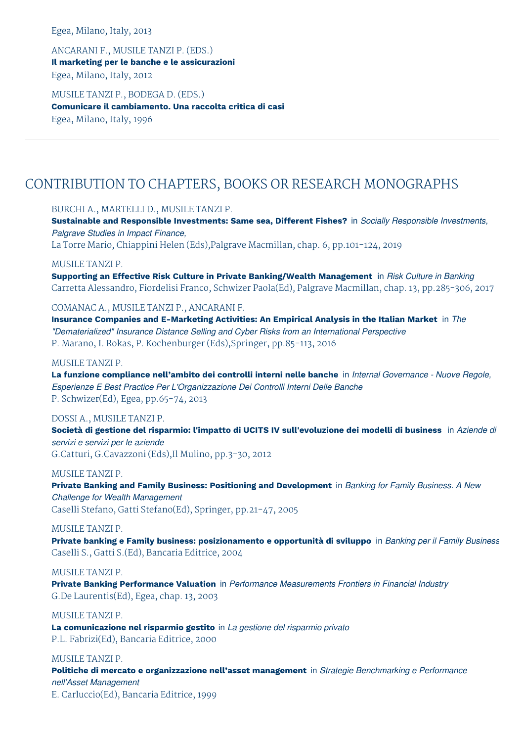Egea, Milano, Italy, 2013

ANCARANI F., MUSILE TANZI P. (EDS.)
**Il marketing per le banche e le assicurazioni**
Egea, Milano, Italy, 2012

MUSILE TANZI P., BODEGA D. (EDS.)
**Comunicare il cambiamento. Una raccolta critica di casi**
Egea, Milano, Italy, 1996

## CONTRIBUTION TO CHAPTERS, BOOKS OR RESEARCH MONOGRAPHS

BURCHI A., MARTELLI D., MUSILE TANZI P.
**Sustainable and Responsible Investments: Same sea, Different Fishes?** in *Socially Responsible Investments, Palgrave Studies in Impact Finance,*
La Torre Mario, Chiappini Helen (Eds),Palgrave Macmillan, chap. 6, pp.101-124, 2019

MUSILE TANZI P.
**Supporting an Effective Risk Culture in Private Banking/Wealth Management** in *Risk Culture in Banking*
Carretta Alessandro, Fiordelisi Franco, Schwizer Paola(Ed), Palgrave Macmillan, chap. 13, pp.285-306, 2017

COMANAC A., MUSILE TANZI P., ANCARANI F.
**Insurance Companies and E-Marketing Activities: An Empirical Analysis in the Italian Market** in *The "Dematerialized" Insurance Distance Selling and Cyber Risks from an International Perspective*
P. Marano, I. Rokas, P. Kochenburger (Eds),Springer, pp.85-113, 2016

MUSILE TANZI P.
**La funzione compliance nell'ambito dei controlli interni nelle banche** in *Internal Governance - Nuove Regole, Esperienze E Best Practice Per L'Organizzazione Dei Controlli Interni Delle Banche*
P. Schwizer(Ed), Egea, pp.65-74, 2013

DOSSI A., MUSILE TANZI P.
**Società di gestione del risparmio: l'impatto di UCITS IV sull'evoluzione dei modelli di business** in *Aziende di servizi e servizi per le aziende*
G.Catturi, G.Cavazzoni (Eds),Il Mulino, pp.3-30, 2012

MUSILE TANZI P.
**Private Banking and Family Business: Positioning and Development** in *Banking for Family Business. A New Challenge for Wealth Management*
Caselli Stefano, Gatti Stefano(Ed), Springer, pp.21-47, 2005

MUSILE TANZI P.
**Private banking e Family business: posizionamento e opportunità di sviluppo** in *Banking per il Family Business*
Caselli S., Gatti S.(Ed), Bancaria Editrice, 2004

MUSILE TANZI P.
**Private Banking Performance Valuation** in *Performance Measurements Frontiers in Financial Industry*
G.De Laurentis(Ed), Egea, chap. 13, 2003

MUSILE TANZI P.
**La comunicazione nel risparmio gestito** in *La gestione del risparmio privato*
P.L. Fabrizi(Ed), Bancaria Editrice, 2000

MUSILE TANZI P.
**Politiche di mercato e organizzazione nell'asset management** in *Strategie Benchmarking e Performance nell'Asset Management*
E. Carluccio(Ed), Bancaria Editrice, 1999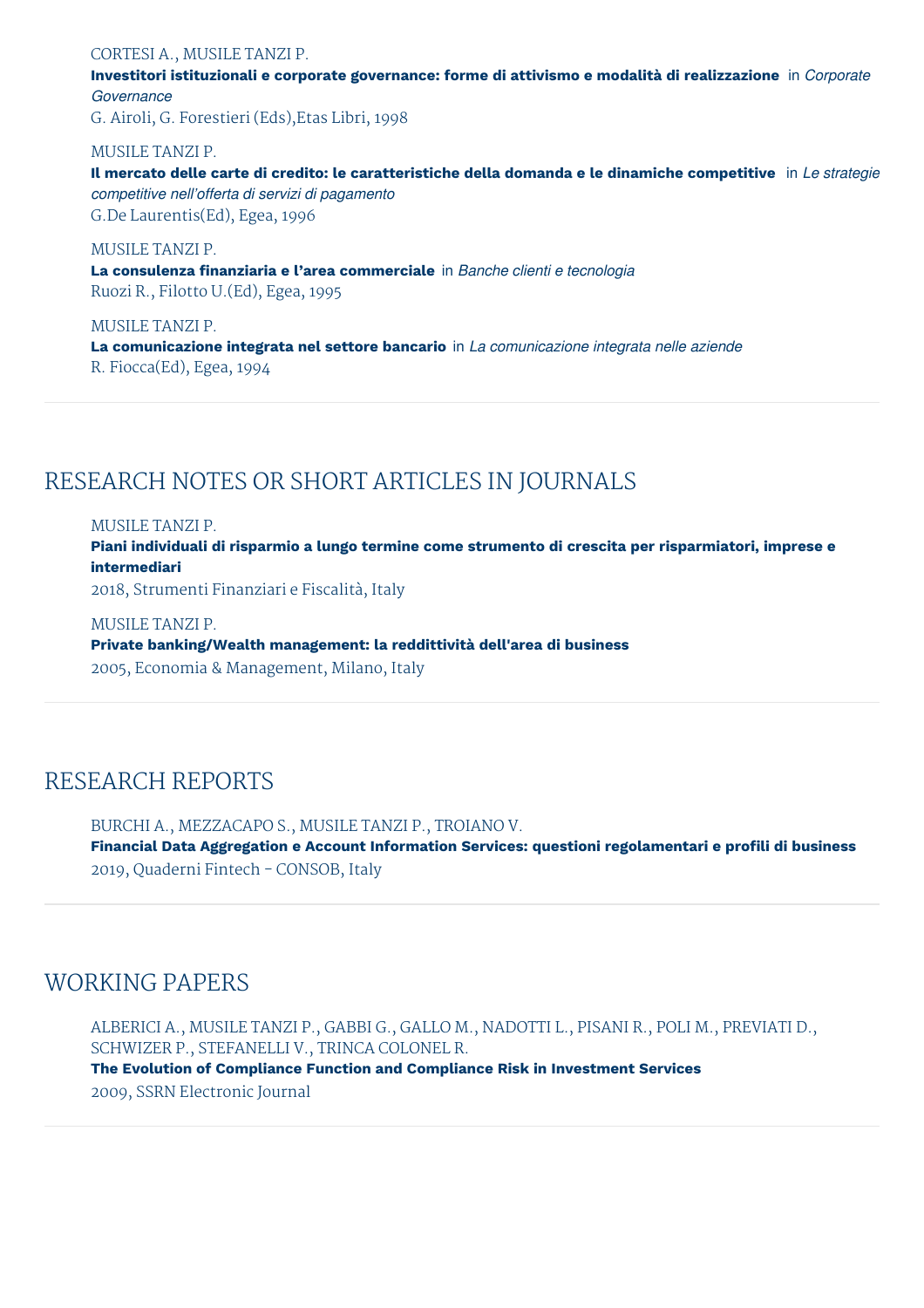CORTESI A., MUSILE TANZI P.
**Investitori istituzionali e corporate governance: forme di attivismo e modalità di realizzazione** in *Corporate Governance*
G. Airoli, G. Forestieri (Eds),Etas Libri, 1998

MUSILE TANZI P.
**Il mercato delle carte di credito: le caratteristiche della domanda e le dinamiche competitive** in *Le strategie competitive nell'offerta di servizi di pagamento*
G.De Laurentis(Ed), Egea, 1996

MUSILE TANZI P.
**La consulenza finanziaria e l'area commerciale** in *Banche clienti e tecnologia*
Ruozi R., Filotto U.(Ed), Egea, 1995

MUSILE TANZI P.
**La comunicazione integrata nel settore bancario** in *La comunicazione integrata nelle aziende*
R. Fiocca(Ed), Egea, 1994

## RESEARCH NOTES OR SHORT ARTICLES IN JOURNALS

MUSILE TANZI P.
**Piani individuali di risparmio a lungo termine come strumento di crescita per risparmiatori, imprese e intermediari**
2018, Strumenti Finanziari e Fiscalità, Italy

MUSILE TANZI P.
**Private banking/Wealth management: la redditività dell'area di business**
2005, Economia & Management, Milano, Italy

## RESEARCH REPORTS

BURCHI A., MEZZACAPO S., MUSILE TANZI P., TROIANO V.
**Financial Data Aggregation e Account Information Services: questioni regolamentari e profili di business**
2019, Quaderni Fintech - CONSOB, Italy

## WORKING PAPERS

ALBERICI A., MUSILE TANZI P., GABBI G., GALLO M., NADOTTI L., PISANI R., POLI M., PREVIATI D., SCHWIZER P., STEFANELLI V., TRINCA COLONEL R.
**The Evolution of Compliance Function and Compliance Risk in Investment Services**
2009, SSRN Electronic Journal